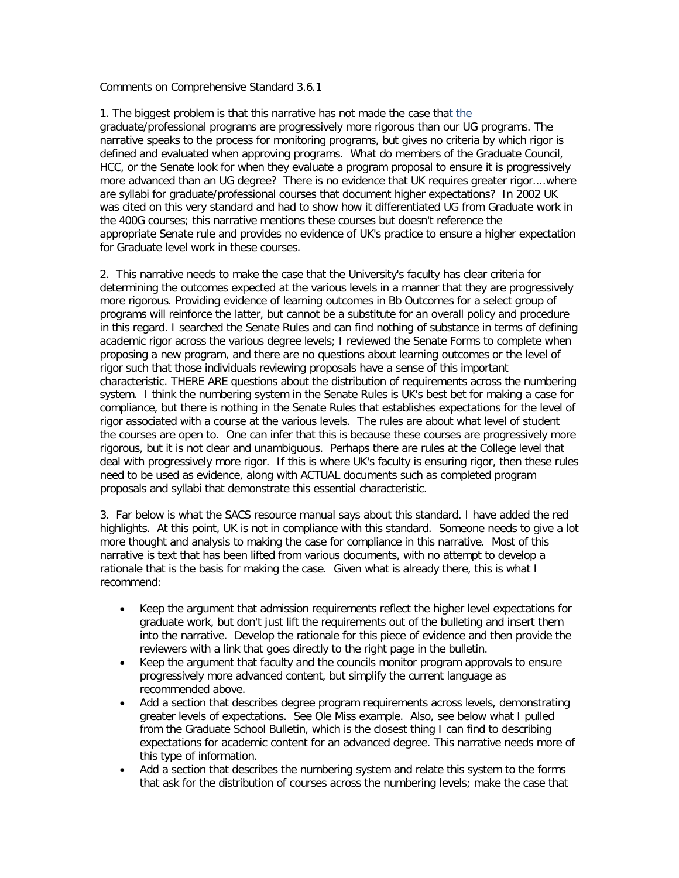Comments on Comprehensive Standard 3.6.1

1. The biggest problem is that this narrative has not made the case that the graduate/professional programs are progressively more rigorous than our UG programs. The narrative speaks to the process for monitoring programs, but gives no criteria by which rigor is defined and evaluated when approving programs. What do members of the Graduate Council, HCC, or the Senate look for when they evaluate a program proposal to ensure it is progressively more advanced than an UG degree? There is no evidence that UK requires greater rigor....where are syllabi for graduate/professional courses that document higher expectations? In 2002 UK was cited on this very standard and had to show how it differentiated UG from Graduate work in the 400G courses; this narrative mentions these courses but doesn't reference the appropriate Senate rule and provides no evidence of UK's practice to ensure a higher expectation for Graduate level work in these courses.

2. This narrative needs to make the case that the University's faculty has clear criteria for determining the outcomes expected at the various levels in a manner that they are progressively more rigorous. Providing evidence of learning outcomes in Bb Outcomes for a select group of programs will reinforce the latter, but cannot be a substitute for an overall policy and procedure in this regard. I searched the Senate Rules and can find nothing of substance in terms of defining academic rigor across the various degree levels; I reviewed the Senate Forms to complete when proposing a new program, and there are no questions about learning outcomes or the level of rigor such that those individuals reviewing proposals have a sense of this important characteristic. THERE ARE questions about the distribution of requirements across the numbering system. I think the numbering system in the Senate Rules is UK's best bet for making a case for compliance, but there is nothing in the Senate Rules that establishes expectations for the level of rigor associated with a course at the various levels. The rules are about what level of student the courses are open to. One can infer that this is because these courses are progressively more rigorous, but it is not clear and unambiguous. Perhaps there are rules at the College level that deal with progressively more rigor. If this is where UK's faculty is ensuring rigor, then these rules need to be used as evidence, along with ACTUAL documents such as completed program proposals and syllabi that demonstrate this essential characteristic.

3. Far below is what the SACS resource manual says about this standard. I have added the red highlights. At this point, UK is not in compliance with this standard. Someone needs to give a lot more thought and analysis to making the case for compliance in this narrative. Most of this narrative is text that has been lifted from various documents, with no attempt to develop a rationale that is the basis for making the case. Given what is already there, this is what I recommend:

- Keep the argument that admission requirements reflect the higher level expectations for graduate work, but don't just lift the requirements out of the bulleting and insert them into the narrative. Develop the rationale for this piece of evidence and then provide the reviewers with a link that goes directly to the right page in the bulletin.
- Keep the argument that faculty and the councils monitor program approvals to ensure progressively more advanced content, but simplify the current language as recommended above.
- Add a section that describes degree program requirements across levels, demonstrating greater levels of expectations. See Ole Miss example. Also, see below what I pulled from the Graduate School Bulletin, which is the closest thing I can find to describing expectations for academic content for an advanced degree. This narrative needs more of this type of information.
- Add a section that describes the numbering system and relate this system to the forms that ask for the distribution of courses across the numbering levels; make the case that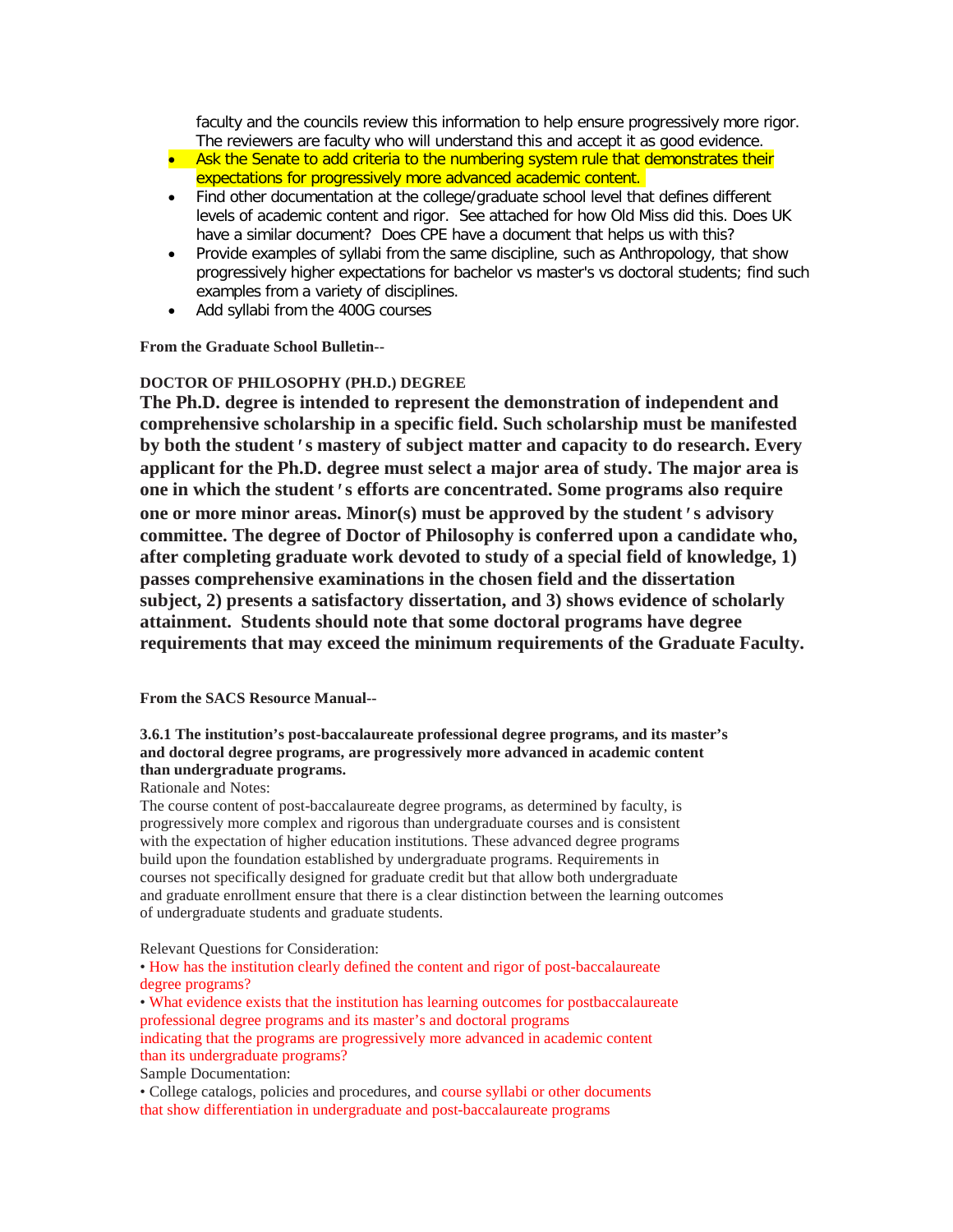faculty and the councils review this information to help ensure progressively more rigor. The reviewers are faculty who will understand this and accept it as good evidence.

- Ask the Senate to add criteria to the numbering system rule that demonstrates their expectations for progressively more advanced academic content.
- Find other documentation at the college/graduate school level that defines different levels of academic content and rigor. See attached for how Old Miss did this. Does UK have a similar document? Does CPE have a document that helps us with this?
- Provide examples of syllabi from the same discipline, such as Anthropology, that show progressively higher expectations for bachelor vs master's vs doctoral students; find such examples from a variety of disciplines.
- Add syllabi from the 400G courses

**From the Graduate School Bulletin--**

**DOCTOR OF PHILOSOPHY (PH.D.) DEGREE**

**The Ph.D. degree is intended to represent the demonstration of independent and comprehensive scholarship in a specific field. Such scholarship must be manifested by both the student's mastery of subject matter and capacity to do research. Every applicant for the Ph.D. degree must select a major area of study. The major area is one in which the student's efforts are concentrated. Some programs also require one or more minor areas. Minor(s) must be approved by the student's advisory committee. The degree of Doctor of Philosophy is conferred upon a candidate who, after completing graduate work devoted to study of a special field of knowledge, 1) passes comprehensive examinations in the chosen field and the dissertation subject, 2) presents a satisfactory dissertation, and 3) shows evidence of scholarly attainment. Students should note that some doctoral programs have degree requirements that may exceed the minimum requirements of the Graduate Faculty.**

**From the SACS Resource Manual--**

**3.6.1 The institution's post-baccalaureate professional degree programs, and its master's and doctoral degree programs, are progressively more advanced in academic content than undergraduate programs.**

Rationale and Notes:

The course content of post-baccalaureate degree programs, as determined by faculty, is progressively more complex and rigorous than undergraduate courses and is consistent with the expectation of higher education institutions. These advanced degree programs build upon the foundation established by undergraduate programs. Requirements in courses not specifically designed for graduate credit but that allow both undergraduate and graduate enrollment ensure that there is a clear distinction between the learning outcomes of undergraduate students and graduate students.

Relevant Questions for Consideration:

- How has the institution clearly defined the content and rigor of post-baccalaureate degree programs?
- What evidence exists that the institution has learning outcomes for postbaccalaureate professional degree programs and its master's and doctoral programs indicating that the programs are progressively more advanced in academic content than its undergraduate programs?

Sample Documentation:

- College catalogs, policies and procedures, and course syllabi or other documents that show differentiation in undergraduate and post-baccalaureate programs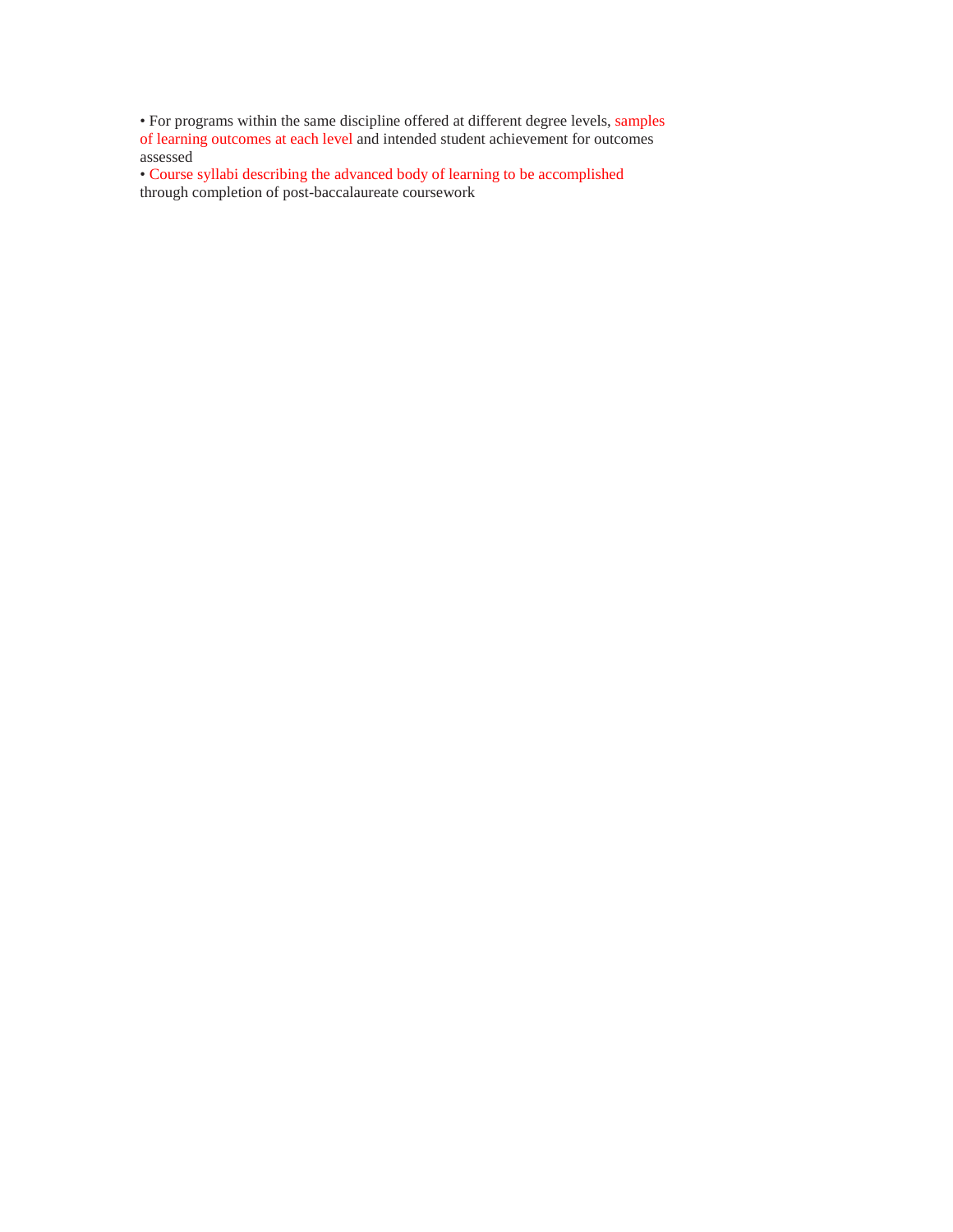- For programs within the same discipline offered at different degree levels, samples of learning outcomes at each level and intended student achievement for outcomes assessed
- Course syllabi describing the advanced body of learning to be accomplished through completion of post-baccalaureate coursework